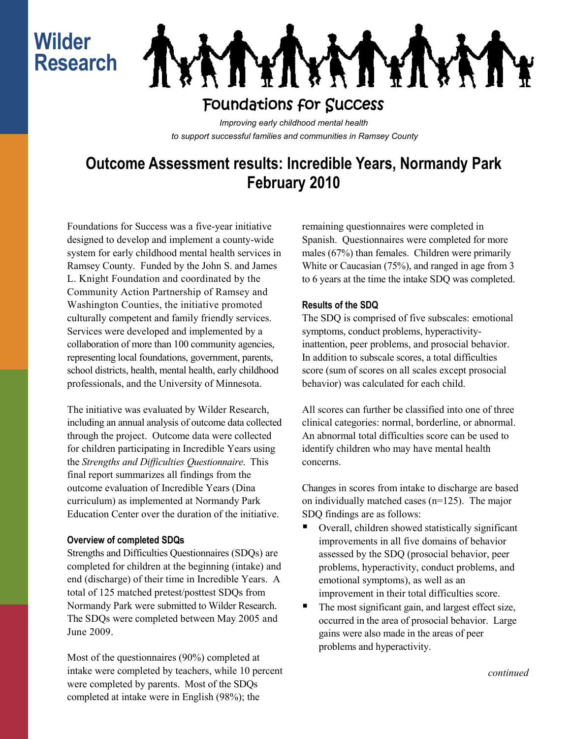Wilder Research

Foundations for Success

*Improving early childhood mental health to support successful families and communities in Ramsey County*

# Outcome Assessment results: Incredible Years, Normandy Park February 2010

Foundations for Success was a five-year initiative designed to develop and implement a county-wide system for early childhood mental health services in Ramsey County. Funded by the John S. and James L. Knight Foundation and coordinated by the Community Action Partnership of Ramsey and Washington Counties, the initiative promoted culturally competent and family friendly services. Services were developed and implemented by a collaboration of more than 100 community agencies, representing local foundations, government, parents, school districts, health, mental health, early childhood professionals, and the University of Minnesota.

The initiative was evaluated by Wilder Research, including an annual analysis of outcome data collected through the project. Outcome data were collected for children participating in Incredible Years using the *Strengths and Difficulties Questionnaire*. This final report summarizes all findings from the outcome evaluation of Incredible Years (Dina curriculum) as implemented at Normandy Park Education Center over the duration of the initiative.

### Overview of completed SDQs

Strengths and Difficulties Questionnaires (SDQs) are completed for children at the beginning (intake) and end (discharge) of their time in Incredible Years. A total of 125 matched pretest/posttest SDQs from Normandy Park were submitted to Wilder Research. The SDQs were completed between May 2005 and June 2009.

Most of the questionnaires (90%) completed at intake were completed by teachers, while 10 percent were completed by parents. Most of the SDQs completed at intake were in English (98%); the remaining questionnaires were completed in Spanish. Questionnaires were completed for more males (67%) than females. Children were primarily White or Caucasian (75%), and ranged in age from 3 to 6 years at the time the intake SDQ was completed.

### Results of the SDQ

The SDQ is comprised of five subscales: emotional symptoms, conduct problems, hyperactivity-inattention, peer problems, and prosocial behavior. In addition to subscale scores, a total difficulties score (sum of scores on all scales except prosocial behavior) was calculated for each child.

All scores can further be classified into one of three clinical categories: normal, borderline, or abnormal. An abnormal total difficulties score can be used to identify children who may have mental health concerns.

Changes in scores from intake to discharge are based on individually matched cases (n=125). The major SDQ findings are as follows:

- Overall, children showed statistically significant improvements in all five domains of behavior assessed by the SDQ (prosocial behavior, peer problems, hyperactivity, conduct problems, and emotional symptoms), as well as an improvement in their total difficulties score.
- The most significant gain, and largest effect size, occurred in the area of prosocial behavior. Large gains were also made in the areas of peer problems and hyperactivity.

*continued*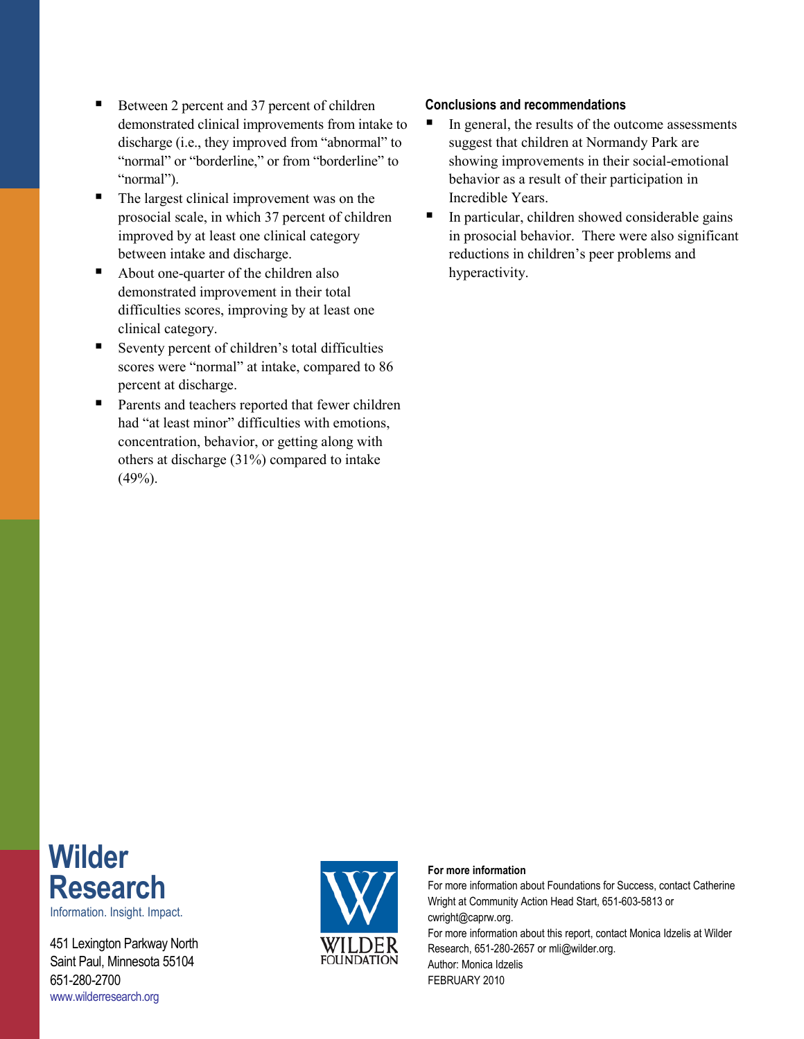- Between 2 percent and 37 percent of children demonstrated clinical improvements from intake to discharge (i.e., they improved from "abnormal" to "normal" or "borderline," or from "borderline" to "normal").
- The largest clinical improvement was on the prosocial scale, in which 37 percent of children improved by at least one clinical category between intake and discharge.
- About one-quarter of the children also demonstrated improvement in their total difficulties scores, improving by at least one clinical category.
- Seventy percent of children's total difficulties scores were "normal" at intake, compared to 86 percent at discharge.
- Parents and teachers reported that fewer children had "at least minor" difficulties with emotions, concentration, behavior, or getting along with others at discharge (31%) compared to intake (49%).

### Conclusions and recommendations

- In general, the results of the outcome assessments suggest that children at Normandy Park are showing improvements in their social-emotional behavior as a result of their participation in Incredible Years.
- In particular, children showed considerable gains in prosocial behavior. There were also significant reductions in children's peer problems and hyperactivity.

**Wilder Research**
Information. Insight. Impact.

451 Lexington Parkway North
Saint Paul, Minnesota 55104
651-280-2700
www.wilderresearch.org

WILDER FOUNDATION

**For more information**

For more information about Foundations for Success, contact Catherine Wright at Community Action Head Start, 651-603-5813 or cwright@caprw.org.

For more information about this report, contact Monica Idzelis at Wilder Research, 651-280-2657 or mli@wilder.org.

Author: Monica Idzelis

FEBRUARY 2010